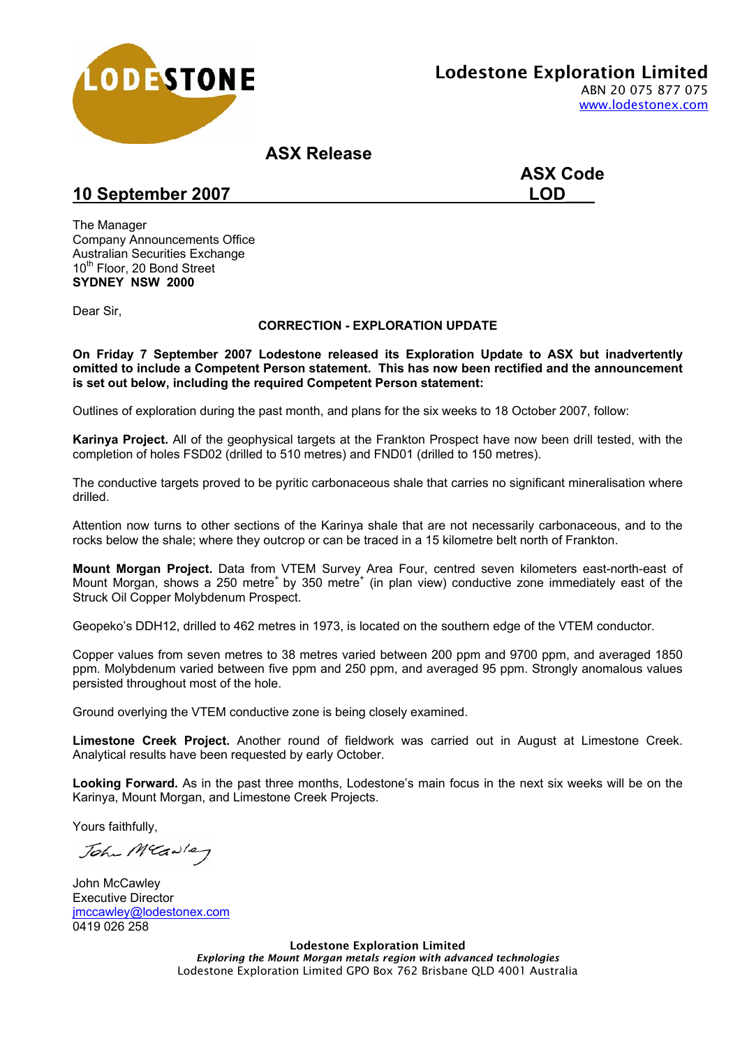**LODESTONE**

**Lodestone Exploration Limited**
ABN 20 075 877 075
www.lodestonex.com

## ASX Release

**ASX Code LOD**

**10 September 2007**

The Manager
Company Announcements Office
Australian Securities Exchange
10th Floor, 20 Bond Street
**SYDNEY NSW 2000**

Dear Sir,

**CORRECTION - EXPLORATION UPDATE**

**On Friday 7 September 2007 Lodestone released its Exploration Update to ASX but inadvertently omitted to include a Competent Person statement. This has now been rectified and the announcement is set out below, including the required Competent Person statement:**

Outlines of exploration during the past month, and plans for the six weeks to 18 October 2007, follow:

**Karinya Project.** All of the geophysical targets at the Frankton Prospect have now been drill tested, with the completion of holes FSD02 (drilled to 510 metres) and FND01 (drilled to 150 metres).

The conductive targets proved to be pyritic carbonaceous shale that carries no significant mineralisation where drilled.

Attention now turns to other sections of the Karinya shale that are not necessarily carbonaceous, and to the rocks below the shale; where they outcrop or can be traced in a 15 kilometre belt north of Frankton.

**Mount Morgan Project.** Data from VTEM Survey Area Four, centred seven kilometers east-north-east of Mount Morgan, shows a 250 metre+ by 350 metre+ (in plan view) conductive zone immediately east of the Struck Oil Copper Molybdenum Prospect.

Geopeko's DDH12, drilled to 462 metres in 1973, is located on the southern edge of the VTEM conductor.

Copper values from seven metres to 38 metres varied between 200 ppm and 9700 ppm, and averaged 1850 ppm. Molybdenum varied between five ppm and 250 ppm, and averaged 95 ppm. Strongly anomalous values persisted throughout most of the hole.

Ground overlying the VTEM conductive zone is being closely examined.

**Limestone Creek Project.** Another round of fieldwork was carried out in August at Limestone Creek. Analytical results have been requested by early October.

**Looking Forward.** As in the past three months, Lodestone's main focus in the next six weeks will be on the Karinya, Mount Morgan, and Limestone Creek Projects.

Yours faithfully,

John McCawley
Executive Director
jmccawley@lodestonex.com
0419 026 258

**Lodestone Exploration Limited**
***Exploring the Mount Morgan metals region with advanced technologies***
Lodestone Exploration Limited GPO Box 762 Brisbane QLD 4001 Australia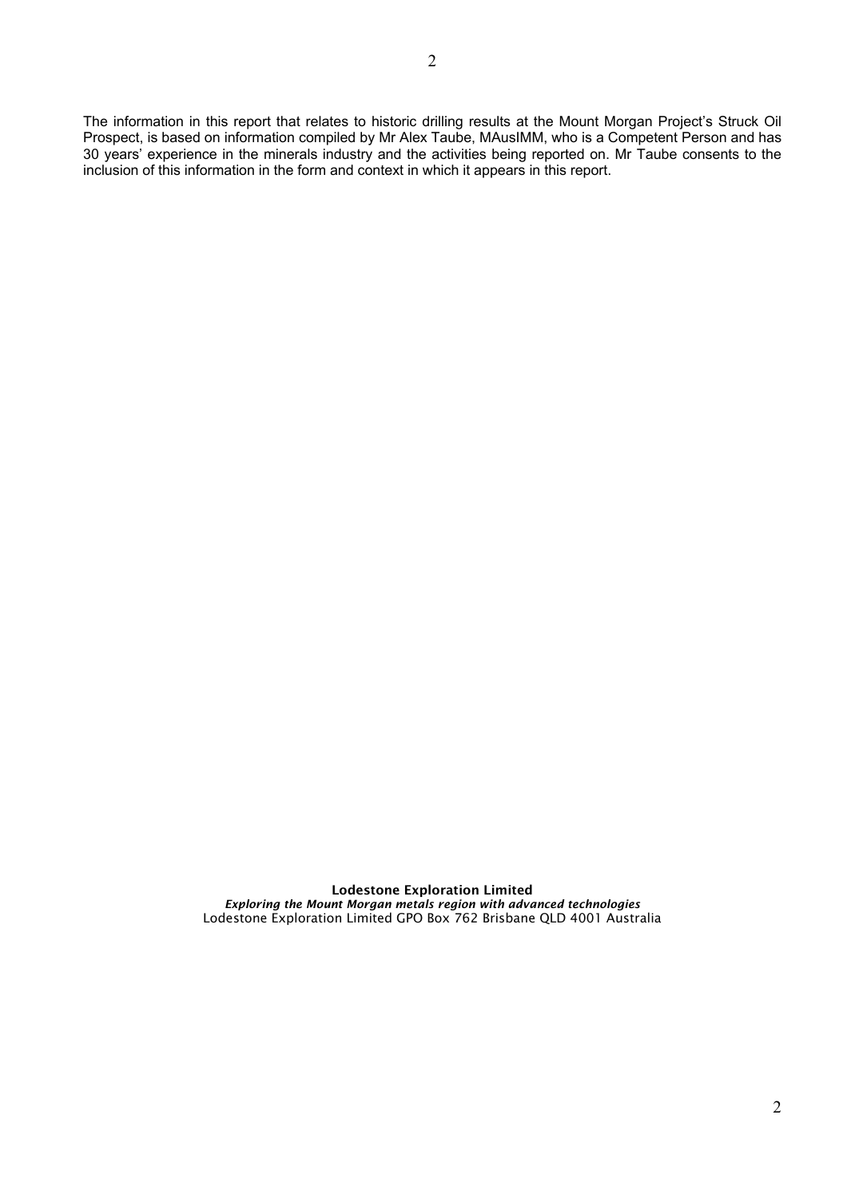The information in this report that relates to historic drilling results at the Mount Morgan Project's Struck Oil Prospect, is based on information compiled by Mr Alex Taube, MAusIMM, who is a Competent Person and has 30 years' experience in the minerals industry and the activities being reported on. Mr Taube consents to the inclusion of this information in the form and context in which it appears in this report.

**Lodestone Exploration Limited**
***Exploring the Mount Morgan metals region with advanced technologies***
Lodestone Exploration Limited GPO Box 762 Brisbane QLD 4001 Australia